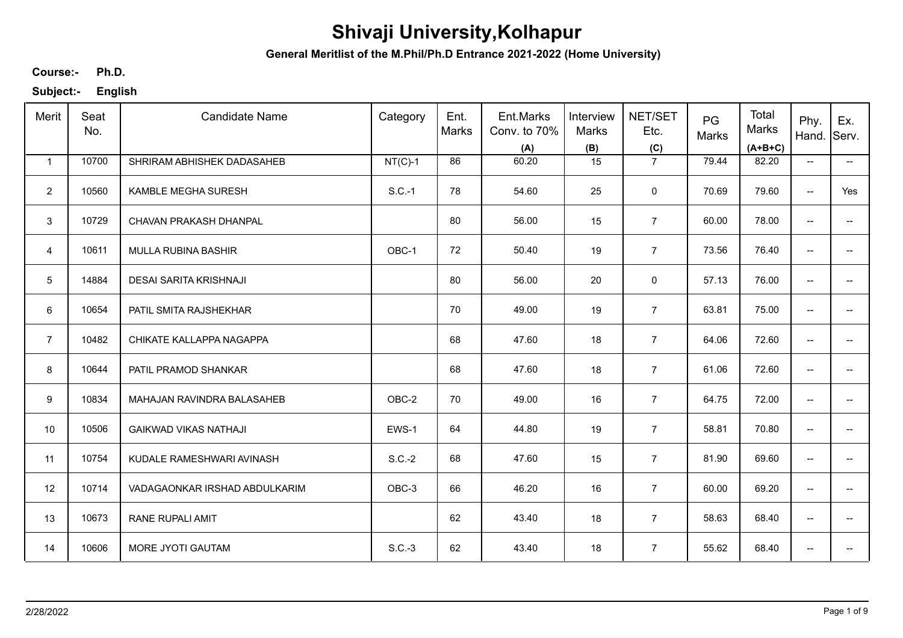# Shivaji University,Kolhapur

**General Meritlist of the M.Phil/Ph.D Entrance 2021-2022 (Home University)**

**Course:-** **Ph.D.**

**Subject:-** **English**

| Merit | Seat No. | Candidate Name | Category | Ent. Marks | Ent.Marks Conv. to 70% (A) | Interview Marks (B) | NET/SET Etc. (C) | PG Marks | Total Marks (A+B+C) | Phy. Hand. | Ex. Serv. |
|---|---|---|---|---|---|---|---|---|---|---|---|
| 1 | 10700 | SHRIRAM ABHISHEK DADASAHEB | NT(C)-1 | 86 | 60.20 | 15 | 7 | 79.44 | 82.20 | -- | -- |
| 2 | 10560 | KAMBLE MEGHA SURESH | S.C.-1 | 78 | 54.60 | 25 | 0 | 70.69 | 79.60 | -- | Yes |
| 3 | 10729 | CHAVAN PRAKASH DHANPAL | | 80 | 56.00 | 15 | 7 | 60.00 | 78.00 | -- | -- |
| 4 | 10611 | MULLA RUBINA BASHIR | OBC-1 | 72 | 50.40 | 19 | 7 | 73.56 | 76.40 | -- | -- |
| 5 | 14884 | DESAI SARITA KRISHNAJI | | 80 | 56.00 | 20 | 0 | 57.13 | 76.00 | -- | -- |
| 6 | 10654 | PATIL SMITA RAJSHEKHAR | | 70 | 49.00 | 19 | 7 | 63.81 | 75.00 | -- | -- |
| 7 | 10482 | CHIKATE KALLAPPA NAGAPPA | | 68 | 47.60 | 18 | 7 | 64.06 | 72.60 | -- | -- |
| 8 | 10644 | PATIL PRAMOD SHANKAR | | 68 | 47.60 | 18 | 7 | 61.06 | 72.60 | -- | -- |
| 9 | 10834 | MAHAJAN RAVINDRA BALASAHEB | OBC-2 | 70 | 49.00 | 16 | 7 | 64.75 | 72.00 | -- | -- |
| 10 | 10506 | GAIKWAD VIKAS NATHAJI | EWS-1 | 64 | 44.80 | 19 | 7 | 58.81 | 70.80 | -- | -- |
| 11 | 10754 | KUDALE RAMESHWARI AVINASH | S.C.-2 | 68 | 47.60 | 15 | 7 | 81.90 | 69.60 | -- | -- |
| 12 | 10714 | VADAGAONKAR IRSHAD ABDULKARIM | OBC-3 | 66 | 46.20 | 16 | 7 | 60.00 | 69.20 | -- | -- |
| 13 | 10673 | RANE RUPALI AMIT | | 62 | 43.40 | 18 | 7 | 58.63 | 68.40 | -- | -- |
| 14 | 10606 | MORE JYOTI GAUTAM | S.C.-3 | 62 | 43.40 | 18 | 7 | 55.62 | 68.40 | -- | -- |

2/28/2022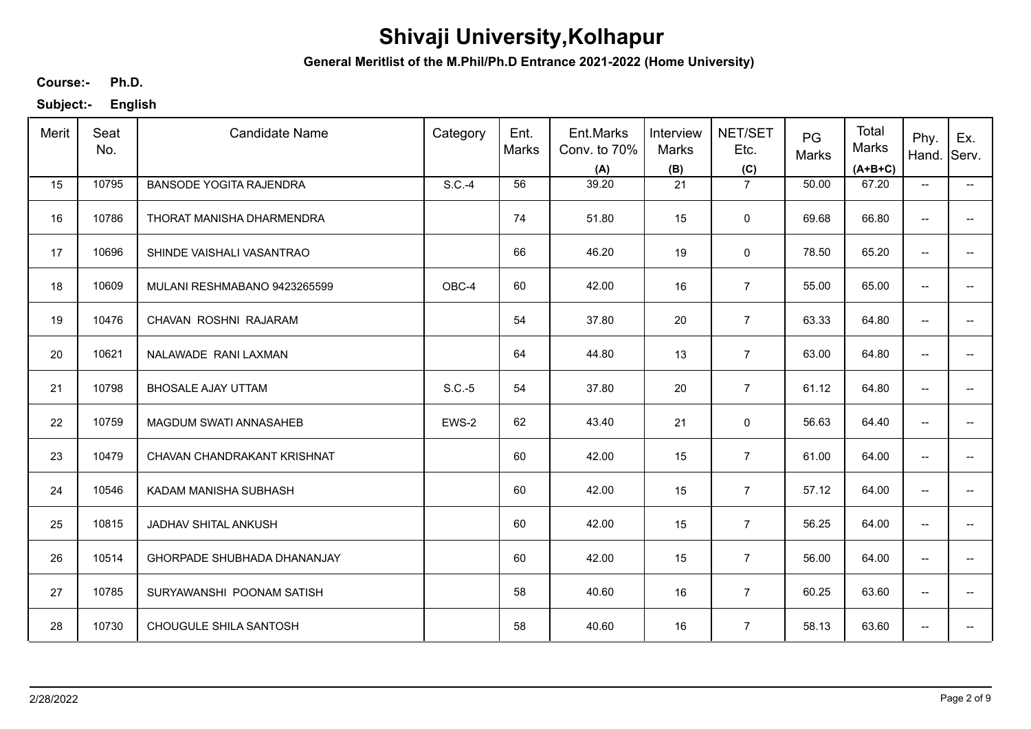# Shivaji University,Kolhapur

**General Meritlist of the M.Phil/Ph.D Entrance 2021-2022 (Home University)**

**Course:-** **Ph.D.**

**Subject:-** **English**

| Merit | Seat No. | Candidate Name | Category | Ent. Marks | Ent.Marks Conv. to 70% (A) | Interview Marks (B) | NET/SET Etc. (C) | PG Marks | Total Marks (A+B+C) | Phy. Hand. | Ex. Serv. |
|---|---|---|---|---|---|---|---|---|---|---|---|
| 15 | 10795 | BANSODE YOGITA RAJENDRA | S.C.-4 | 56 | 39.20 | 21 | 7 | 50.00 | 67.20 | -- | -- |
| 16 | 10786 | THORAT MANISHA DHARMENDRA | | 74 | 51.80 | 15 | 0 | 69.68 | 66.80 | -- | -- |
| 17 | 10696 | SHINDE VAISHALI VASANTRAO | | 66 | 46.20 | 19 | 0 | 78.50 | 65.20 | -- | -- |
| 18 | 10609 | MULANI RESHMABANO 9423265599 | OBC-4 | 60 | 42.00 | 16 | 7 | 55.00 | 65.00 | -- | -- |
| 19 | 10476 | CHAVAN ROSHNI RAJARAM | | 54 | 37.80 | 20 | 7 | 63.33 | 64.80 | -- | -- |
| 20 | 10621 | NALAWADE RANI LAXMAN | | 64 | 44.80 | 13 | 7 | 63.00 | 64.80 | -- | -- |
| 21 | 10798 | BHOSALE AJAY UTTAM | S.C.-5 | 54 | 37.80 | 20 | 7 | 61.12 | 64.80 | -- | -- |
| 22 | 10759 | MAGDUM SWATI ANNASAHEB | EWS-2 | 62 | 43.40 | 21 | 0 | 56.63 | 64.40 | -- | -- |
| 23 | 10479 | CHAVAN CHANDRAKANT KRISHNAT | | 60 | 42.00 | 15 | 7 | 61.00 | 64.00 | -- | -- |
| 24 | 10546 | KADAM MANISHA SUBHASH | | 60 | 42.00 | 15 | 7 | 57.12 | 64.00 | -- | -- |
| 25 | 10815 | JADHAV SHITAL ANKUSH | | 60 | 42.00 | 15 | 7 | 56.25 | 64.00 | -- | -- |
| 26 | 10514 | GHORPADE SHUBHADA DHANANJAY | | 60 | 42.00 | 15 | 7 | 56.00 | 64.00 | -- | -- |
| 27 | 10785 | SURYAWANSHI POONAM SATISH | | 58 | 40.60 | 16 | 7 | 60.25 | 63.60 | -- | -- |
| 28 | 10730 | CHOUGULE SHILA SANTOSH | | 58 | 40.60 | 16 | 7 | 58.13 | 63.60 | -- | -- |

2/28/2022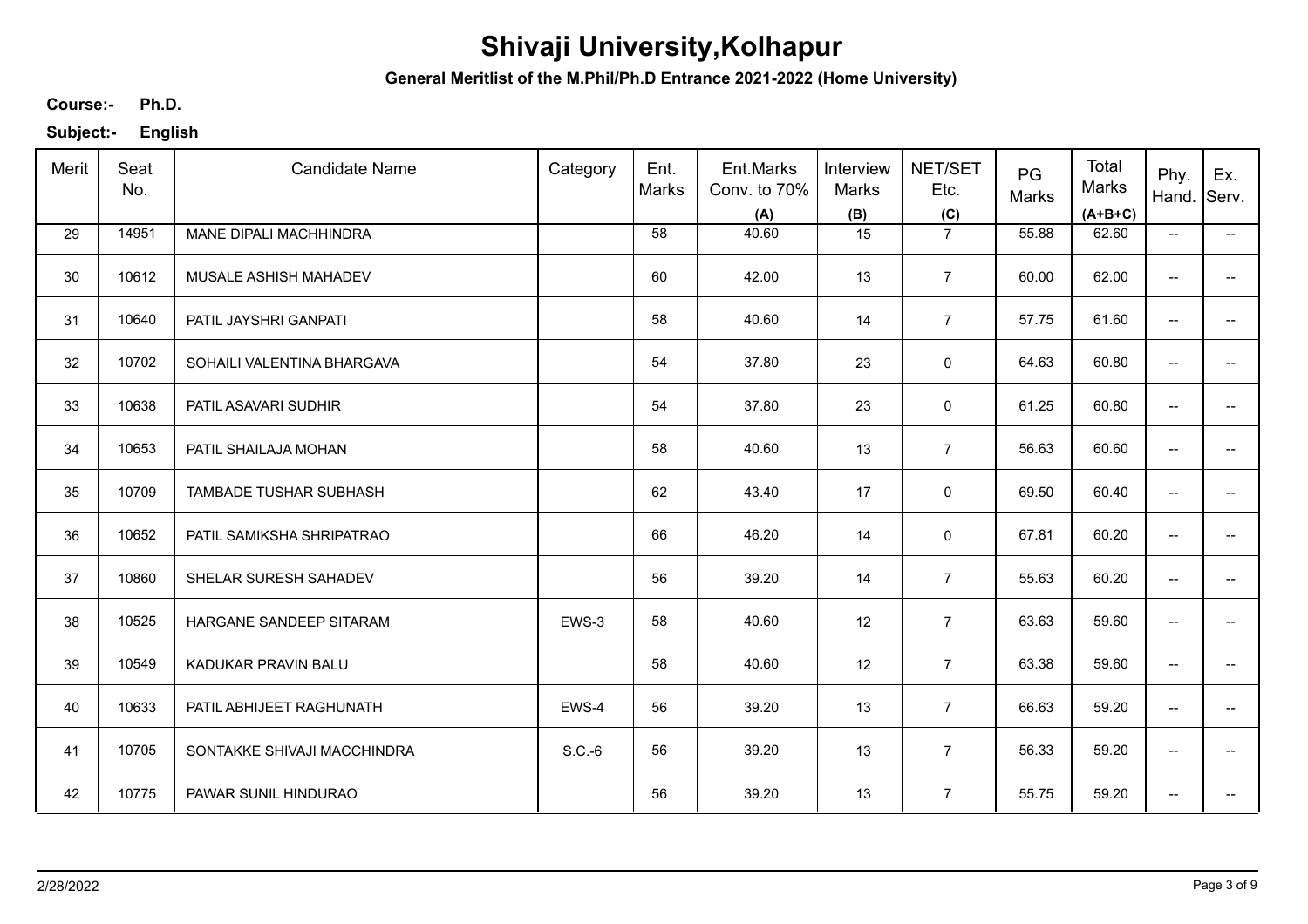# Shivaji University,Kolhapur

**General Meritlist of the M.Phil/Ph.D Entrance 2021-2022 (Home University)**

**Course:-** **Ph.D.**

**Subject:-** **English**

| Merit | Seat No. | Candidate Name | Category | Ent. Marks | Ent.Marks Conv. to 70% (A) | Interview Marks (B) | NET/SET Etc. (C) | PG Marks | Total Marks (A+B+C) | Phy. Hand. | Ex. Serv. |
|---|---|---|---|---|---|---|---|---|---|---|---|
| 29 | 14951 | MANE DIPALI MACHHINDRA | | 58 | 40.60 | 15 | 7 | 55.88 | 62.60 | -- | -- |
| 30 | 10612 | MUSALE ASHISH MAHADEV | | 60 | 42.00 | 13 | 7 | 60.00 | 62.00 | -- | -- |
| 31 | 10640 | PATIL JAYSHRI GANPATI | | 58 | 40.60 | 14 | 7 | 57.75 | 61.60 | -- | -- |
| 32 | 10702 | SOHAILI VALENTINA BHARGAVA | | 54 | 37.80 | 23 | 0 | 64.63 | 60.80 | -- | -- |
| 33 | 10638 | PATIL ASAVARI SUDHIR | | 54 | 37.80 | 23 | 0 | 61.25 | 60.80 | -- | -- |
| 34 | 10653 | PATIL SHAILAJA MOHAN | | 58 | 40.60 | 13 | 7 | 56.63 | 60.60 | -- | -- |
| 35 | 10709 | TAMBADE TUSHAR SUBHASH | | 62 | 43.40 | 17 | 0 | 69.50 | 60.40 | -- | -- |
| 36 | 10652 | PATIL SAMIKSHA SHRIPATRAO | | 66 | 46.20 | 14 | 0 | 67.81 | 60.20 | -- | -- |
| 37 | 10860 | SHELAR SURESH SAHADEV | | 56 | 39.20 | 14 | 7 | 55.63 | 60.20 | -- | -- |
| 38 | 10525 | HARGANE SANDEEP SITARAM | EWS-3 | 58 | 40.60 | 12 | 7 | 63.63 | 59.60 | -- | -- |
| 39 | 10549 | KADUKAR PRAVIN BALU | | 58 | 40.60 | 12 | 7 | 63.38 | 59.60 | -- | -- |
| 40 | 10633 | PATIL ABHIJEET RAGHUNATH | EWS-4 | 56 | 39.20 | 13 | 7 | 66.63 | 59.20 | -- | -- |
| 41 | 10705 | SONTAKKE SHIVAJI MACCHINDRA | S.C.-6 | 56 | 39.20 | 13 | 7 | 56.33 | 59.20 | -- | -- |
| 42 | 10775 | PAWAR SUNIL HINDURAO | | 56 | 39.20 | 13 | 7 | 55.75 | 59.20 | -- | -- |

2/28/2022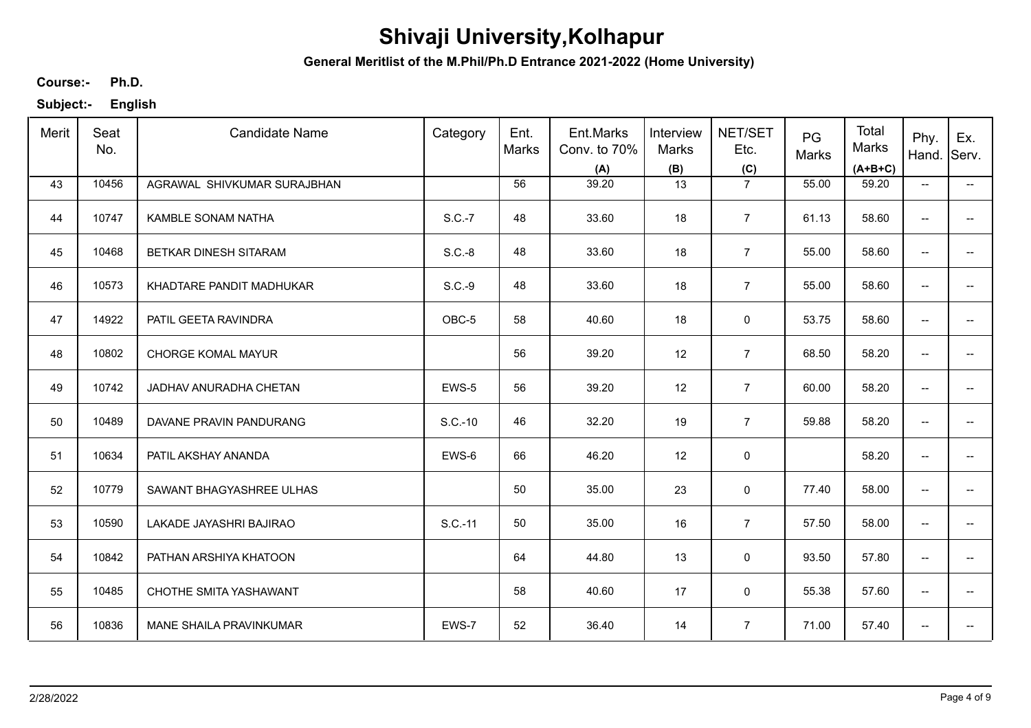# Shivaji University,Kolhapur

**General Meritlist of the M.Phil/Ph.D Entrance 2021-2022 (Home University)**

**Course:-** **Ph.D.**

**Subject:-** **English**

| Merit | Seat No. | Candidate Name | Category | Ent. Marks | Ent.Marks Conv. to 70% (A) | Interview Marks (B) | NET/SET Etc. (C) | PG Marks | Total Marks (A+B+C) | Phy. Hand. | Ex. Serv. |
|---|---|---|---|---|---|---|---|---|---|---|---|
| 43 | 10456 | AGRAWAL SHIVKUMAR SURAJBHAN | | 56 | 39.20 | 13 | 7 | 55.00 | 59.20 | -- | -- |
| 44 | 10747 | KAMBLE SONAM NATHA | S.C.-7 | 48 | 33.60 | 18 | 7 | 61.13 | 58.60 | -- | -- |
| 45 | 10468 | BETKAR DINESH SITARAM | S.C.-8 | 48 | 33.60 | 18 | 7 | 55.00 | 58.60 | -- | -- |
| 46 | 10573 | KHADTARE PANDIT MADHUKAR | S.C.-9 | 48 | 33.60 | 18 | 7 | 55.00 | 58.60 | -- | -- |
| 47 | 14922 | PATIL GEETA RAVINDRA | OBC-5 | 58 | 40.60 | 18 | 0 | 53.75 | 58.60 | -- | -- |
| 48 | 10802 | CHORGE KOMAL MAYUR | | 56 | 39.20 | 12 | 7 | 68.50 | 58.20 | -- | -- |
| 49 | 10742 | JADHAV ANURADHA CHETAN | EWS-5 | 56 | 39.20 | 12 | 7 | 60.00 | 58.20 | -- | -- |
| 50 | 10489 | DAVANE PRAVIN PANDURANG | S.C.-10 | 46 | 32.20 | 19 | 7 | 59.88 | 58.20 | -- | -- |
| 51 | 10634 | PATIL AKSHAY ANANDA | EWS-6 | 66 | 46.20 | 12 | 0 | | 58.20 | -- | -- |
| 52 | 10779 | SAWANT BHAGYASHREE ULHAS | | 50 | 35.00 | 23 | 0 | 77.40 | 58.00 | -- | -- |
| 53 | 10590 | LAKADE JAYASHRI BAJIRAO | S.C.-11 | 50 | 35.00 | 16 | 7 | 57.50 | 58.00 | -- | -- |
| 54 | 10842 | PATHAN ARSHIYA KHATOON | | 64 | 44.80 | 13 | 0 | 93.50 | 57.80 | -- | -- |
| 55 | 10485 | CHOTHE SMITA YASHAWANT | | 58 | 40.60 | 17 | 0 | 55.38 | 57.60 | -- | -- |
| 56 | 10836 | MANE SHAILA PRAVINKUMAR | EWS-7 | 52 | 36.40 | 14 | 7 | 71.00 | 57.40 | -- | -- |

2/28/2022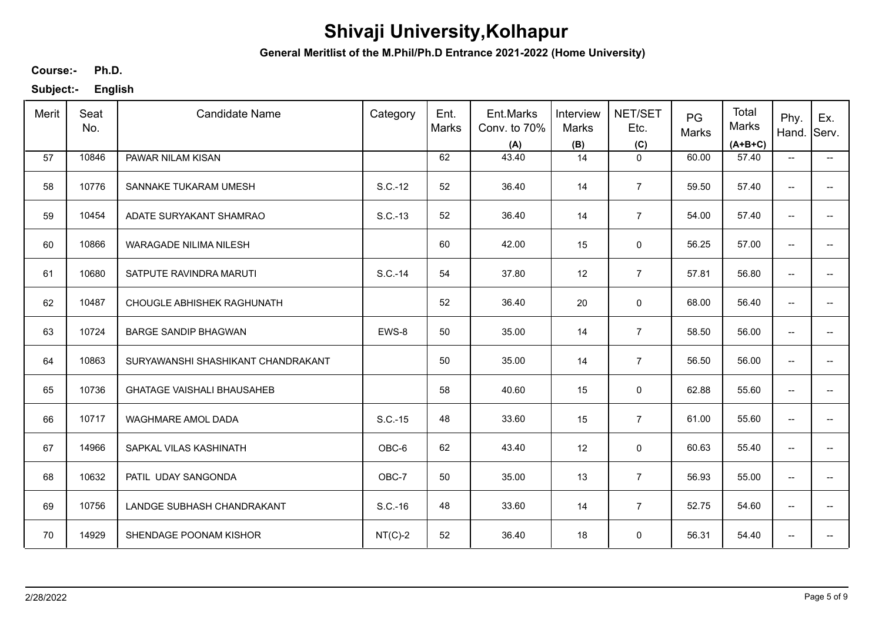# Shivaji University,Kolhapur

**General Meritlist of the M.Phil/Ph.D Entrance 2021-2022 (Home University)**

**Course:-** **Ph.D.**

**Subject:-** **English**

| Merit | Seat No. | Candidate Name | Category | Ent. Marks | Ent.Marks Conv. to 70% (A) | Interview Marks (B) | NET/SET Etc. (C) | PG Marks | Total Marks (A+B+C) | Phy. Hand. | Ex. Serv. |
|---|---|---|---|---|---|---|---|---|---|---|---|
| 57 | 10846 | PAWAR NILAM KISAN | | 62 | 43.40 | 14 | 0 | 60.00 | 57.40 | -- | -- |
| 58 | 10776 | SANNAKE TUKARAM UMESH | S.C.-12 | 52 | 36.40 | 14 | 7 | 59.50 | 57.40 | -- | -- |
| 59 | 10454 | ADATE SURYAKANT SHAMRAO | S.C.-13 | 52 | 36.40 | 14 | 7 | 54.00 | 57.40 | -- | -- |
| 60 | 10866 | WARAGADE NILIMA NILESH | | 60 | 42.00 | 15 | 0 | 56.25 | 57.00 | -- | -- |
| 61 | 10680 | SATPUTE RAVINDRA MARUTI | S.C.-14 | 54 | 37.80 | 12 | 7 | 57.81 | 56.80 | -- | -- |
| 62 | 10487 | CHOUGLE ABHISHEK RAGHUNATH | | 52 | 36.40 | 20 | 0 | 68.00 | 56.40 | -- | -- |
| 63 | 10724 | BARGE SANDIP BHAGWAN | EWS-8 | 50 | 35.00 | 14 | 7 | 58.50 | 56.00 | -- | -- |
| 64 | 10863 | SURYAWANSHI SHASHIKANT CHANDRAKANT | | 50 | 35.00 | 14 | 7 | 56.50 | 56.00 | -- | -- |
| 65 | 10736 | GHATAGE VAISHALI BHAUSAHEB | | 58 | 40.60 | 15 | 0 | 62.88 | 55.60 | -- | -- |
| 66 | 10717 | WAGHMARE AMOL DADA | S.C.-15 | 48 | 33.60 | 15 | 7 | 61.00 | 55.60 | -- | -- |
| 67 | 14966 | SAPKAL VILAS KASHINATH | OBC-6 | 62 | 43.40 | 12 | 0 | 60.63 | 55.40 | -- | -- |
| 68 | 10632 | PATIL UDAY SANGONDA | OBC-7 | 50 | 35.00 | 13 | 7 | 56.93 | 55.00 | -- | -- |
| 69 | 10756 | LANDGE SUBHASH CHANDRAKANT | S.C.-16 | 48 | 33.60 | 14 | 7 | 52.75 | 54.60 | -- | -- |
| 70 | 14929 | SHENDAGE POONAM KISHOR | NT(C)-2 | 52 | 36.40 | 18 | 0 | 56.31 | 54.40 | -- | -- |

2/28/2022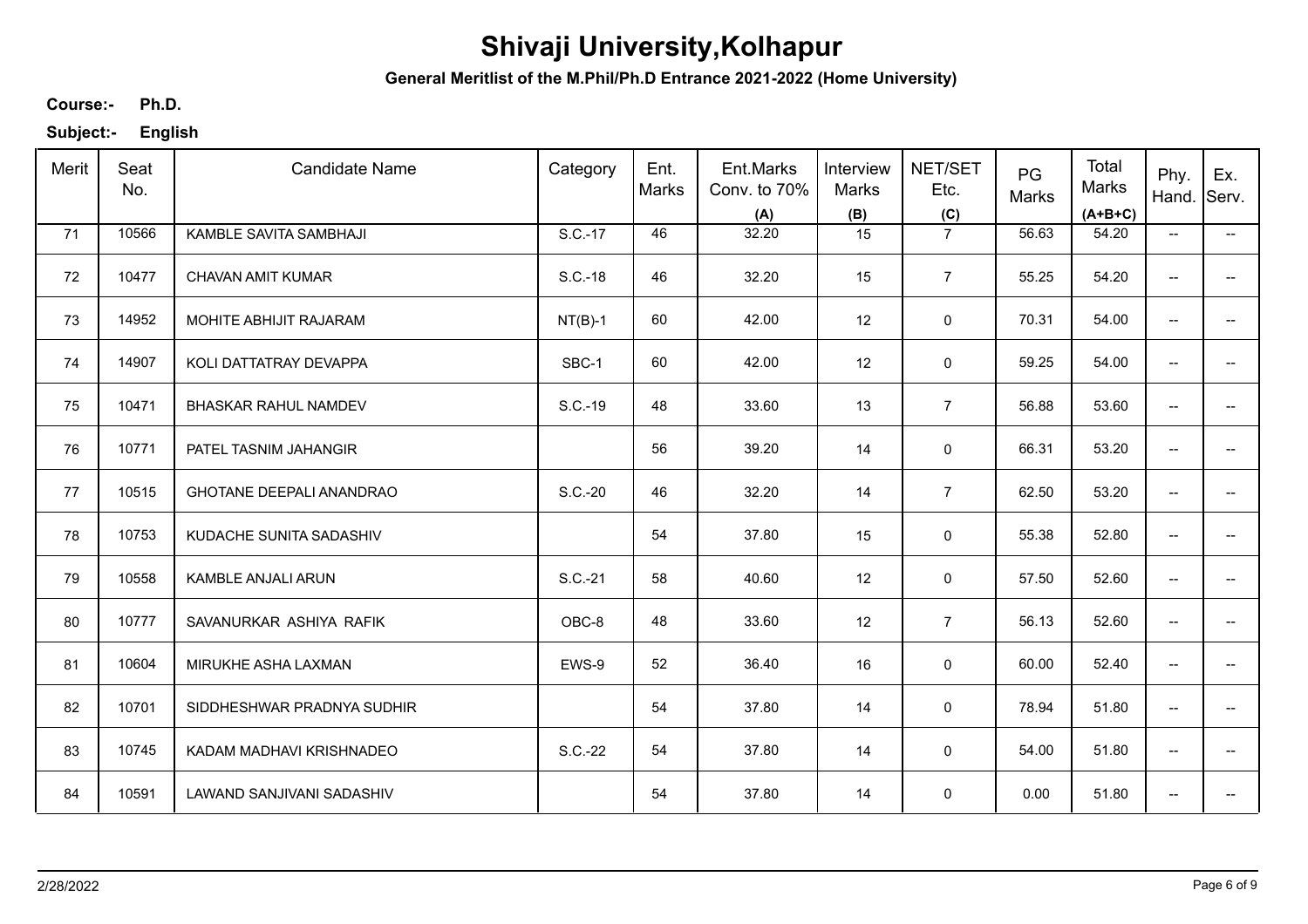# Shivaji University,Kolhapur

**General Meritlist of the M.Phil/Ph.D Entrance 2021-2022 (Home University)**

**Course:-** **Ph.D.**

**Subject:-** **English**

| Merit | Seat No. | Candidate Name | Category | Ent. Marks | Ent.Marks Conv. to 70% (A) | Interview Marks (B) | NET/SET Etc. (C) | PG Marks | Total Marks (A+B+C) | Phy. Hand. | Ex. Serv. |
|---|---|---|---|---|---|---|---|---|---|---|---|
| 71 | 10566 | KAMBLE SAVITA SAMBHAJI | S.C.-17 | 46 | 32.20 | 15 | 7 | 56.63 | 54.20 | -- | -- |
| 72 | 10477 | CHAVAN AMIT KUMAR | S.C.-18 | 46 | 32.20 | 15 | 7 | 55.25 | 54.20 | -- | -- |
| 73 | 14952 | MOHITE ABHIJIT RAJARAM | NT(B)-1 | 60 | 42.00 | 12 | 0 | 70.31 | 54.00 | -- | -- |
| 74 | 14907 | KOLI DATTATRAY DEVAPPA | SBC-1 | 60 | 42.00 | 12 | 0 | 59.25 | 54.00 | -- | -- |
| 75 | 10471 | BHASKAR RAHUL NAMDEV | S.C.-19 | 48 | 33.60 | 13 | 7 | 56.88 | 53.60 | -- | -- |
| 76 | 10771 | PATEL TASNIM JAHANGIR | | 56 | 39.20 | 14 | 0 | 66.31 | 53.20 | -- | -- |
| 77 | 10515 | GHOTANE DEEPALI ANANDRAO | S.C.-20 | 46 | 32.20 | 14 | 7 | 62.50 | 53.20 | -- | -- |
| 78 | 10753 | KUDACHE SUNITA SADASHIV | | 54 | 37.80 | 15 | 0 | 55.38 | 52.80 | -- | -- |
| 79 | 10558 | KAMBLE ANJALI ARUN | S.C.-21 | 58 | 40.60 | 12 | 0 | 57.50 | 52.60 | -- | -- |
| 80 | 10777 | SAVANURKAR ASHIYA RAFIK | OBC-8 | 48 | 33.60 | 12 | 7 | 56.13 | 52.60 | -- | -- |
| 81 | 10604 | MIRUKHE ASHA LAXMAN | EWS-9 | 52 | 36.40 | 16 | 0 | 60.00 | 52.40 | -- | -- |
| 82 | 10701 | SIDDHESHWAR PRADNYA SUDHIR | | 54 | 37.80 | 14 | 0 | 78.94 | 51.80 | -- | -- |
| 83 | 10745 | KADAM MADHAVI KRISHNADEO | S.C.-22 | 54 | 37.80 | 14 | 0 | 54.00 | 51.80 | -- | -- |
| 84 | 10591 | LAWAND SANJIVANI SADASHIV | | 54 | 37.80 | 14 | 0 | 0.00 | 51.80 | -- | -- |

2/28/2022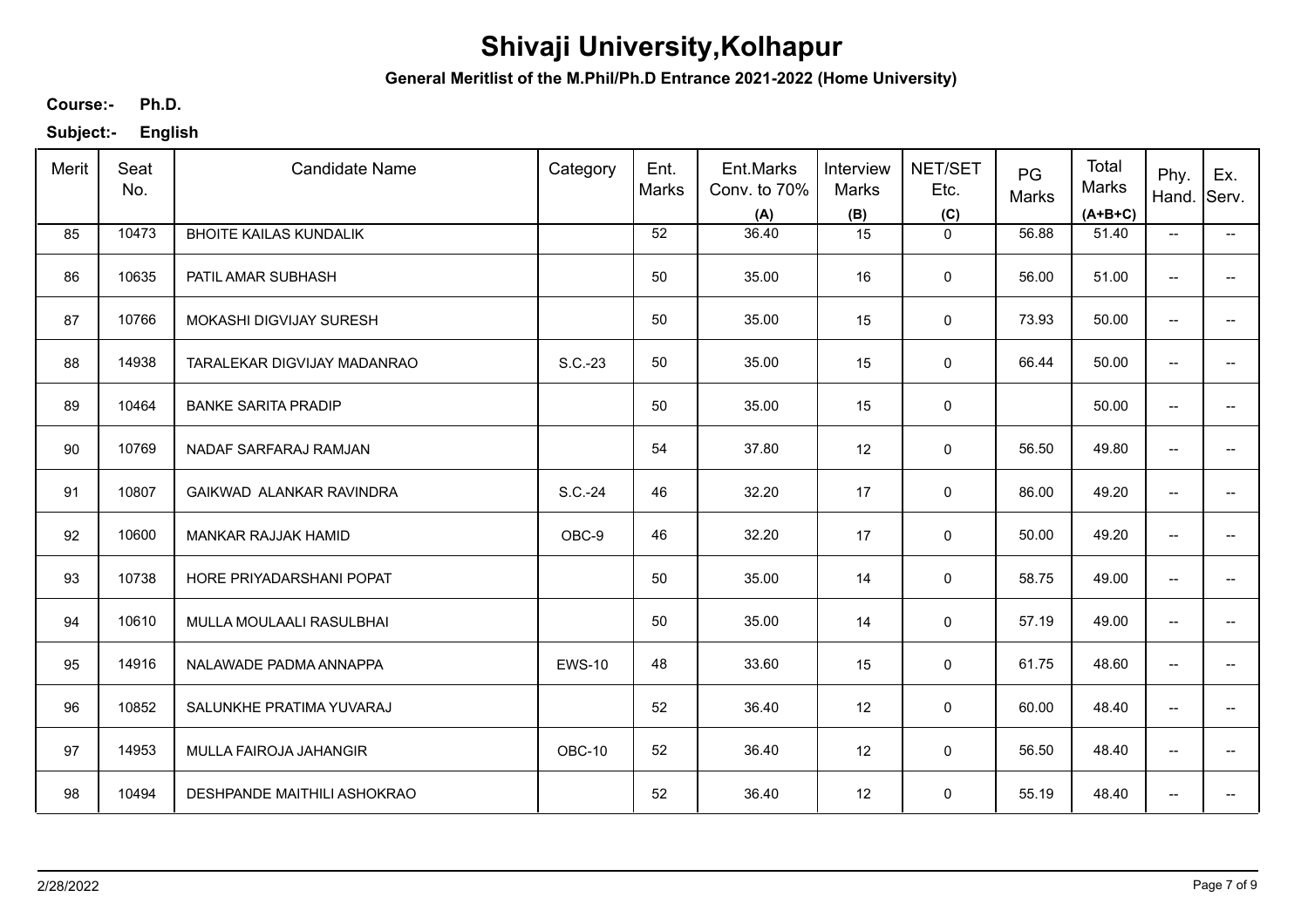# Shivaji University,Kolhapur

**General Meritlist of the M.Phil/Ph.D Entrance 2021-2022 (Home University)**

**Course:-** **Ph.D.**

**Subject:-** **English**

| Merit | Seat No. | Candidate Name | Category | Ent. Marks | Ent.Marks Conv. to 70% (A) | Interview Marks (B) | NET/SET Etc. (C) | PG Marks | Total Marks (A+B+C) | Phy. Hand. | Ex. Serv. |
|---|---|---|---|---|---|---|---|---|---|---|---|
| 85 | 10473 | BHOITE KAILAS KUNDALIK | | 52 | 36.40 | 15 | 0 | 56.88 | 51.40 | -- | -- |
| 86 | 10635 | PATIL AMAR SUBHASH | | 50 | 35.00 | 16 | 0 | 56.00 | 51.00 | -- | -- |
| 87 | 10766 | MOKASHI DIGVIJAY SURESH | | 50 | 35.00 | 15 | 0 | 73.93 | 50.00 | -- | -- |
| 88 | 14938 | TARALEKAR DIGVIJAY MADANRAO | S.C.-23 | 50 | 35.00 | 15 | 0 | 66.44 | 50.00 | -- | -- |
| 89 | 10464 | BANKE SARITA PRADIP | | 50 | 35.00 | 15 | 0 | | 50.00 | -- | -- |
| 90 | 10769 | NADAF SARFARAJ RAMJAN | | 54 | 37.80 | 12 | 0 | 56.50 | 49.80 | -- | -- |
| 91 | 10807 | GAIKWAD ALANKAR RAVINDRA | S.C.-24 | 46 | 32.20 | 17 | 0 | 86.00 | 49.20 | -- | -- |
| 92 | 10600 | MANKAR RAJJAK HAMID | OBC-9 | 46 | 32.20 | 17 | 0 | 50.00 | 49.20 | -- | -- |
| 93 | 10738 | HORE PRIYADARSHANI POPAT | | 50 | 35.00 | 14 | 0 | 58.75 | 49.00 | -- | -- |
| 94 | 10610 | MULLA MOULAALI RASULBHAI | | 50 | 35.00 | 14 | 0 | 57.19 | 49.00 | -- | -- |
| 95 | 14916 | NALAWADE PADMA ANNAPPA | EWS-10 | 48 | 33.60 | 15 | 0 | 61.75 | 48.60 | -- | -- |
| 96 | 10852 | SALUNKHE PRATIMA YUVARAJ | | 52 | 36.40 | 12 | 0 | 60.00 | 48.40 | -- | -- |
| 97 | 14953 | MULLA FAIROJA JAHANGIR | OBC-10 | 52 | 36.40 | 12 | 0 | 56.50 | 48.40 | -- | -- |
| 98 | 10494 | DESHPANDE MAITHILI ASHOKRAO | | 52 | 36.40 | 12 | 0 | 55.19 | 48.40 | -- | -- |

2/28/2022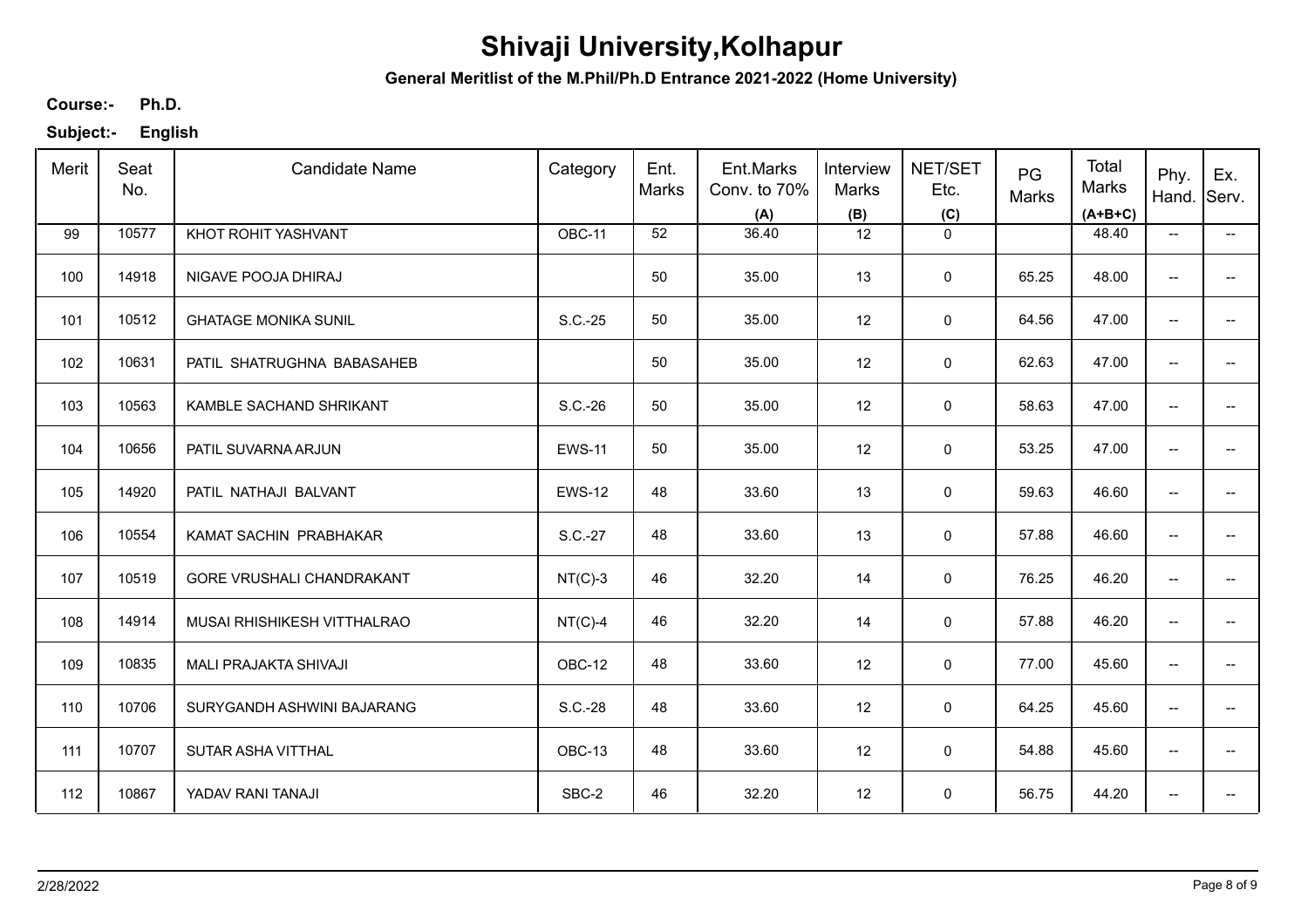# Shivaji University,Kolhapur

**General Meritlist of the M.Phil/Ph.D Entrance 2021-2022 (Home University)**

**Course:-** **Ph.D.**

**Subject:-** **English**

| Merit | Seat No. | Candidate Name | Category | Ent. Marks | Ent.Marks Conv. to 70% (A) | Interview Marks (B) | NET/SET Etc. (C) | PG Marks | Total Marks (A+B+C) | Phy. Hand. | Ex. Serv. |
|---|---|---|---|---|---|---|---|---|---|---|---|
| 99 | 10577 | KHOT ROHIT YASHVANT | OBC-11 | 52 | 36.40 | 12 | 0 | | 48.40 | -- | -- |
| 100 | 14918 | NIGAVE POOJA DHIRAJ | | 50 | 35.00 | 13 | 0 | 65.25 | 48.00 | -- | -- |
| 101 | 10512 | GHATAGE MONIKA SUNIL | S.C.-25 | 50 | 35.00 | 12 | 0 | 64.56 | 47.00 | -- | -- |
| 102 | 10631 | PATIL SHATRUGHNA BABASAHEB | | 50 | 35.00 | 12 | 0 | 62.63 | 47.00 | -- | -- |
| 103 | 10563 | KAMBLE SACHAND SHRIKANT | S.C.-26 | 50 | 35.00 | 12 | 0 | 58.63 | 47.00 | -- | -- |
| 104 | 10656 | PATIL SUVARNA ARJUN | EWS-11 | 50 | 35.00 | 12 | 0 | 53.25 | 47.00 | -- | -- |
| 105 | 14920 | PATIL NATHAJI BALVANT | EWS-12 | 48 | 33.60 | 13 | 0 | 59.63 | 46.60 | -- | -- |
| 106 | 10554 | KAMAT SACHIN PRABHAKAR | S.C.-27 | 48 | 33.60 | 13 | 0 | 57.88 | 46.60 | -- | -- |
| 107 | 10519 | GORE VRUSHALI CHANDRAKANT | NT(C)-3 | 46 | 32.20 | 14 | 0 | 76.25 | 46.20 | -- | -- |
| 108 | 14914 | MUSAI RHISHIKESH VITTHALRAO | NT(C)-4 | 46 | 32.20 | 14 | 0 | 57.88 | 46.20 | -- | -- |
| 109 | 10835 | MALI PRAJAKTA SHIVAJI | OBC-12 | 48 | 33.60 | 12 | 0 | 77.00 | 45.60 | -- | -- |
| 110 | 10706 | SURYGANDH ASHWINI BAJARANG | S.C.-28 | 48 | 33.60 | 12 | 0 | 64.25 | 45.60 | -- | -- |
| 111 | 10707 | SUTAR ASHA VITTHAL | OBC-13 | 48 | 33.60 | 12 | 0 | 54.88 | 45.60 | -- | -- |
| 112 | 10867 | YADAV RANI TANAJI | SBC-2 | 46 | 32.20 | 12 | 0 | 56.75 | 44.20 | -- | -- |

2/28/2022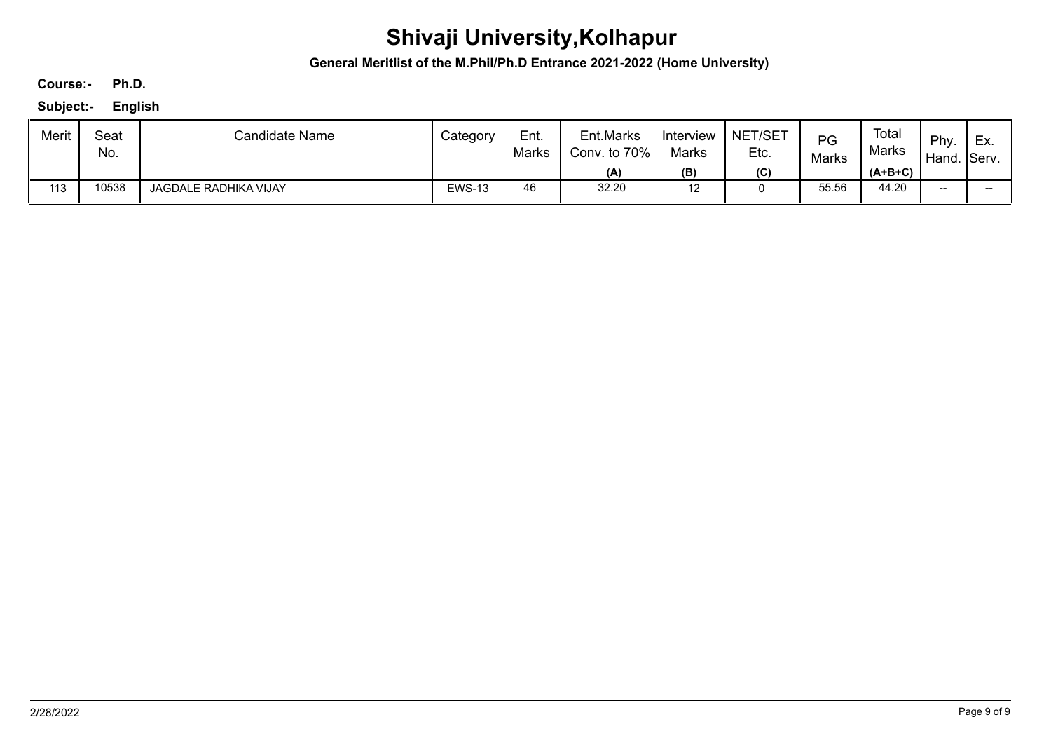# Shivaji University,Kolhapur

**General Meritlist of the M.Phil/Ph.D Entrance 2021-2022 (Home University)**

**Course:-** **Ph.D.**

**Subject:-** **English**

| Merit | Seat No. | Candidate Name | Category | Ent. Marks | Ent.Marks Conv. to 70% (A) | Interview Marks (B) | NET/SET Etc. (C) | PG Marks | Total Marks (A+B+C) | Phy. Hand. | Ex. Serv. |
|---|---|---|---|---|---|---|---|---|---|---|---|
| 113 | 10538 | JAGDALE RADHIKA VIJAY | EWS-13 | 46 | 32.20 | 12 | 0 | 55.56 | 44.20 | -- | -- |

2/28/2022